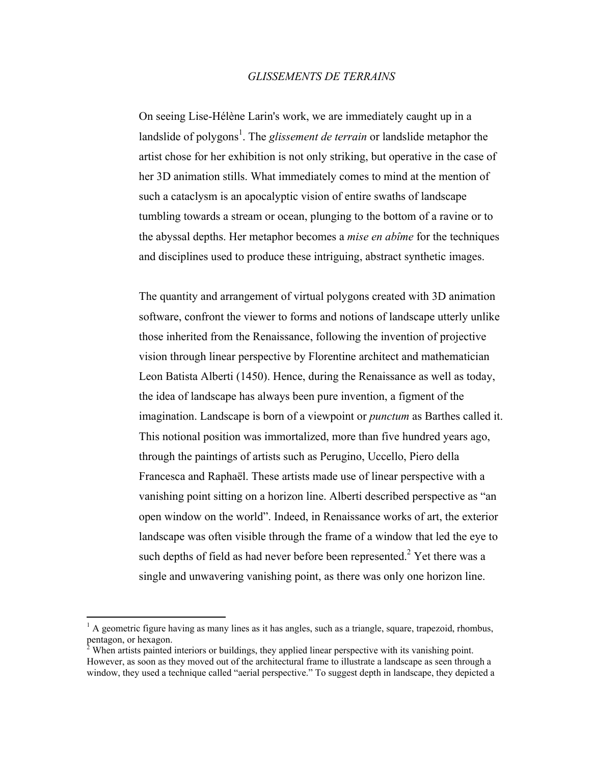# *GLISSEMENTS DE TERRAINS*

On seeing Lise-Hélène Larin's work, we are immediately caught up in a landslide of polygons[1]. The *glissement de terrain* or landslide metaphor the artist chose for her exhibition is not only striking, but operative in the case of her 3D animation stills. What immediately comes to mind at the mention of such a cataclysm is an apocalyptic vision of entire swaths of landscape tumbling towards a stream or ocean, plunging to the bottom of a ravine or to the abyssal depths. Her metaphor becomes a *mise en abîme* for the techniques and disciplines used to produce these intriguing, abstract synthetic images.

The quantity and arrangement of virtual polygons created with 3D animation software, confront the viewer to forms and notions of landscape utterly unlike those inherited from the Renaissance, following the invention of projective vision through linear perspective by Florentine architect and mathematician Leon Batista Alberti (1450). Hence, during the Renaissance as well as today, the idea of landscape has always been pure invention, a figment of the imagination. Landscape is born of a viewpoint or *punctum* as Barthes called it. This notional position was immortalized, more than five hundred years ago, through the paintings of artists such as Perugino, Uccello, Piero della Francesca and Raphaël. These artists made use of linear perspective with a vanishing point sitting on a horizon line. Alberti described perspective as "an open window on the world". Indeed, in Renaissance works of art, the exterior landscape was often visible through the frame of a window that led the eye to such depths of field as had never before been represented.[2] Yet there was a single and unwavering vanishing point, as there was only one horizon line.

---

[1] A geometric figure having as many lines as it has angles, such as a triangle, square, trapezoid, rhombus, pentagon, or hexagon.

[2] When artists painted interiors or buildings, they applied linear perspective with its vanishing point. However, as soon as they moved out of the architectural frame to illustrate a landscape as seen through a window, they used a technique called "aerial perspective." To suggest depth in landscape, they depicted a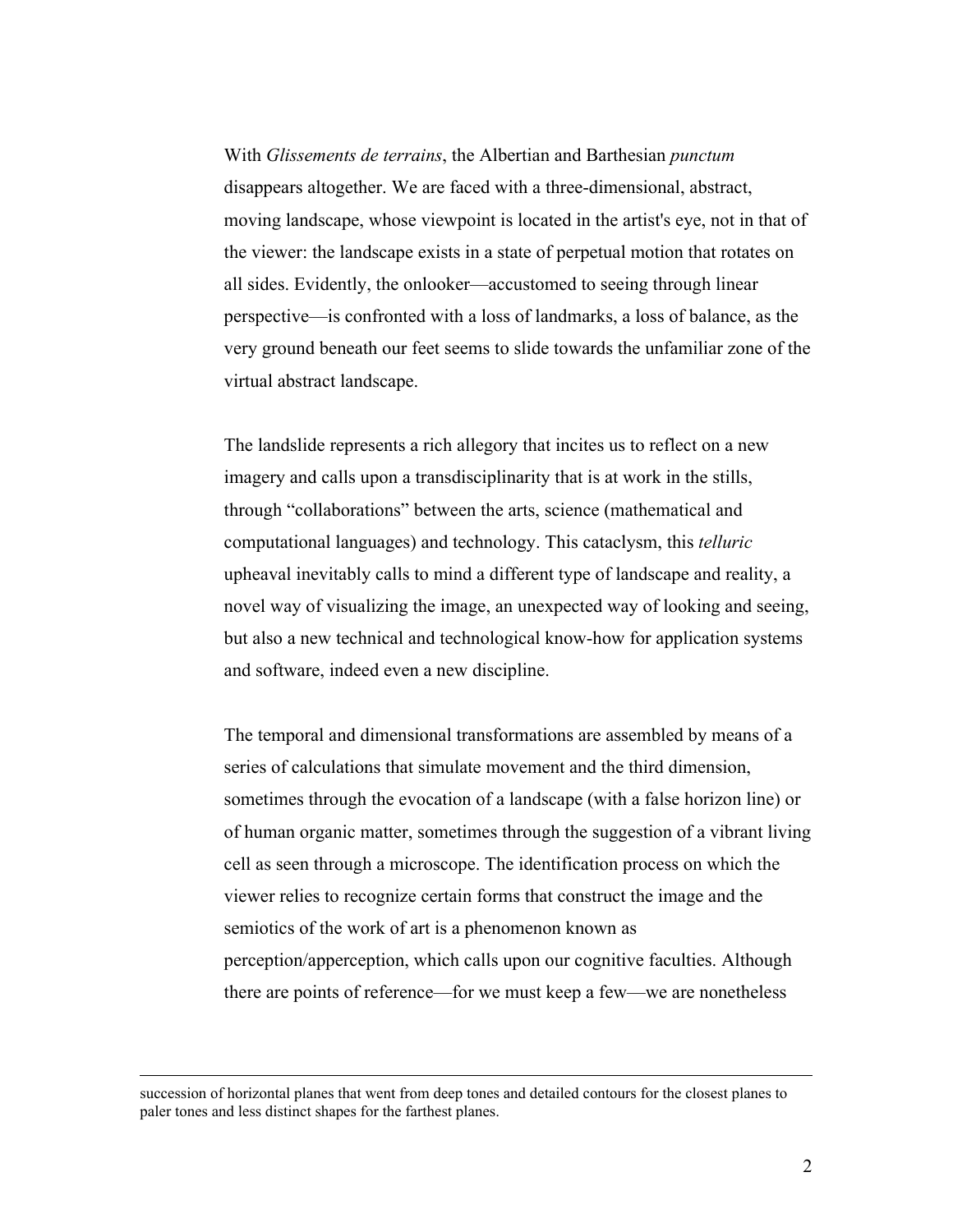With *Glissements de terrains*, the Albertian and Barthesian *punctum* disappears altogether. We are faced with a three-dimensional, abstract, moving landscape, whose viewpoint is located in the artist's eye, not in that of the viewer: the landscape exists in a state of perpetual motion that rotates on all sides. Evidently, the onlooker—accustomed to seeing through linear perspective—is confronted with a loss of landmarks, a loss of balance, as the very ground beneath our feet seems to slide towards the unfamiliar zone of the virtual abstract landscape.

The landslide represents a rich allegory that incites us to reflect on a new imagery and calls upon a transdisciplinarity that is at work in the stills, through "collaborations" between the arts, science (mathematical and computational languages) and technology. This cataclysm, this *telluric* upheaval inevitably calls to mind a different type of landscape and reality, a novel way of visualizing the image, an unexpected way of looking and seeing, but also a new technical and technological know-how for application systems and software, indeed even a new discipline.

The temporal and dimensional transformations are assembled by means of a series of calculations that simulate movement and the third dimension, sometimes through the evocation of a landscape (with a false horizon line) or of human organic matter, sometimes through the suggestion of a vibrant living cell as seen through a microscope. The identification process on which the viewer relies to recognize certain forms that construct the image and the semiotics of the work of art is a phenomenon known as perception/apperception, which calls upon our cognitive faculties. Although there are points of reference—for we must keep a few—we are nonetheless

---

succession of horizontal planes that went from deep tones and detailed contours for the closest planes to paler tones and less distinct shapes for the farthest planes.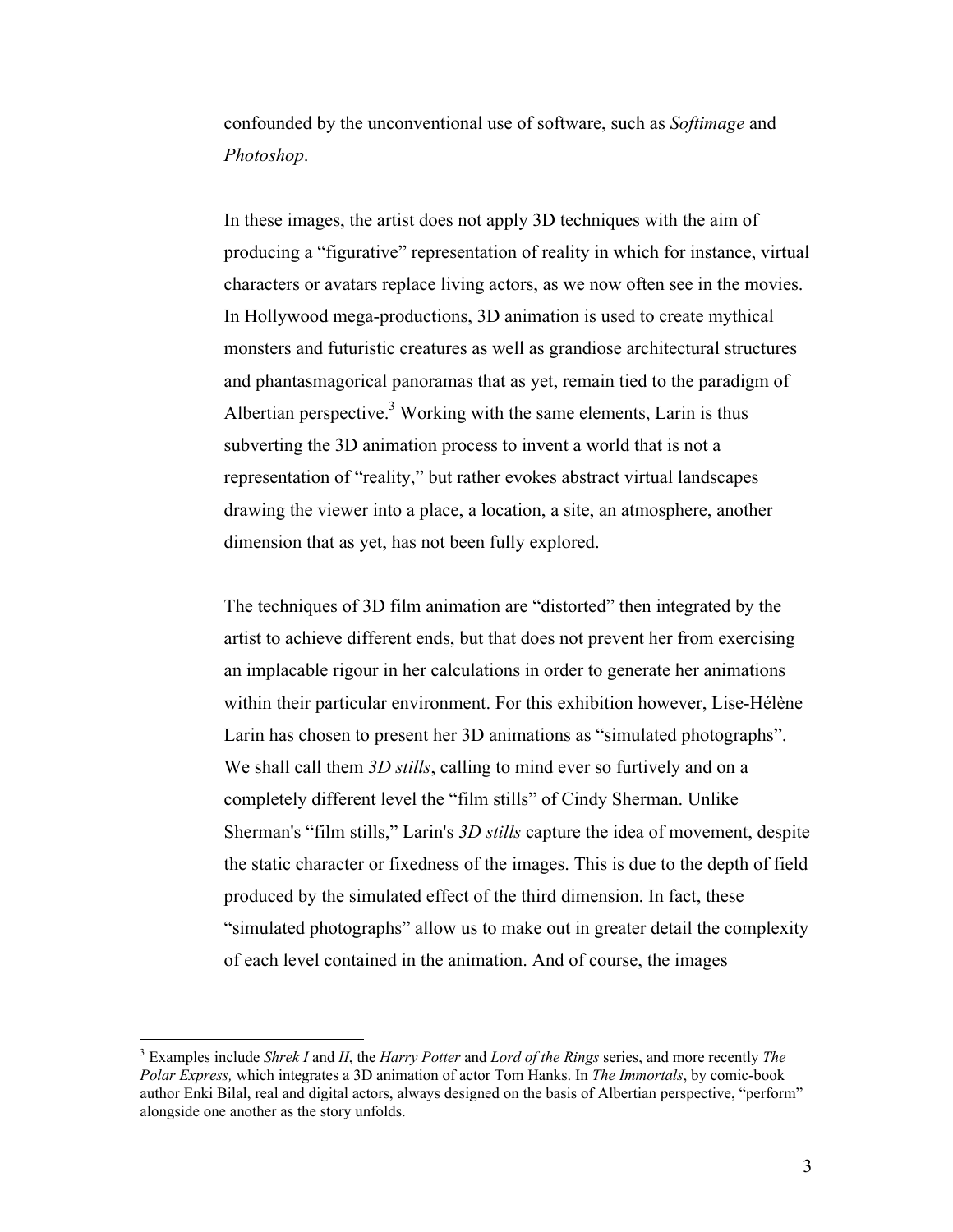confounded by the unconventional use of software, such as *Softimage* and *Photoshop*.

In these images, the artist does not apply 3D techniques with the aim of producing a "figurative" representation of reality in which for instance, virtual characters or avatars replace living actors, as we now often see in the movies. In Hollywood mega-productions, 3D animation is used to create mythical monsters and futuristic creatures as well as grandiose architectural structures and phantasmagorical panoramas that as yet, remain tied to the paradigm of Albertian perspective.[3] Working with the same elements, Larin is thus subverting the 3D animation process to invent a world that is not a representation of "reality," but rather evokes abstract virtual landscapes drawing the viewer into a place, a location, a site, an atmosphere, another dimension that as yet, has not been fully explored.

The techniques of 3D film animation are "distorted" then integrated by the artist to achieve different ends, but that does not prevent her from exercising an implacable rigour in her calculations in order to generate her animations within their particular environment. For this exhibition however, Lise-Hélène Larin has chosen to present her 3D animations as "simulated photographs". We shall call them *3D stills*, calling to mind ever so furtively and on a completely different level the "film stills" of Cindy Sherman. Unlike Sherman's "film stills," Larin's *3D stills* capture the idea of movement, despite the static character or fixedness of the images. This is due to the depth of field produced by the simulated effect of the third dimension. In fact, these "simulated photographs" allow us to make out in greater detail the complexity of each level contained in the animation. And of course, the images

---

[3] Examples include *Shrek I* and *II*, the *Harry Potter* and *Lord of the Rings* series, and more recently *The Polar Express,* which integrates a 3D animation of actor Tom Hanks. In *The Immortals*, by comic-book author Enki Bilal, real and digital actors, always designed on the basis of Albertian perspective, "perform" alongside one another as the story unfolds.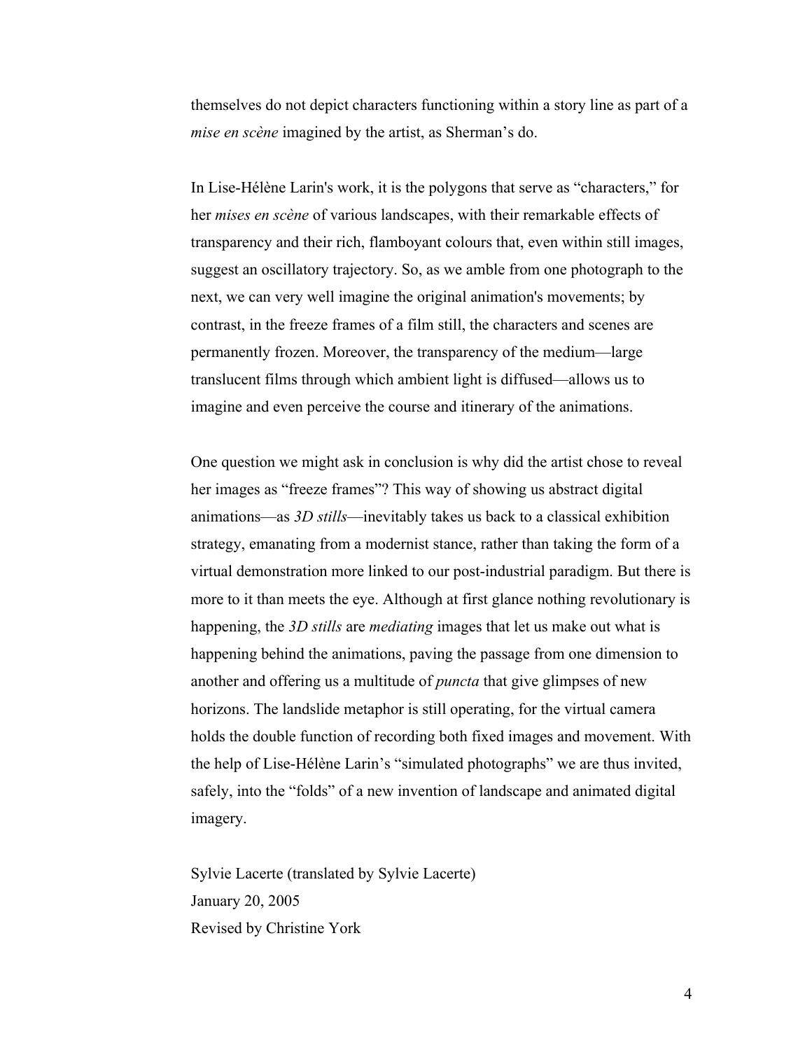themselves do not depict characters functioning within a story line as part of a *mise en scène* imagined by the artist, as Sherman's do.

In Lise-Hélène Larin's work, it is the polygons that serve as "characters," for her *mises en scène* of various landscapes, with their remarkable effects of transparency and their rich, flamboyant colours that, even within still images, suggest an oscillatory trajectory. So, as we amble from one photograph to the next, we can very well imagine the original animation's movements; by contrast, in the freeze frames of a film still, the characters and scenes are permanently frozen. Moreover, the transparency of the medium—large translucent films through which ambient light is diffused—allows us to imagine and even perceive the course and itinerary of the animations.

One question we might ask in conclusion is why did the artist chose to reveal her images as "freeze frames"? This way of showing us abstract digital animations—as *3D stills*—inevitably takes us back to a classical exhibition strategy, emanating from a modernist stance, rather than taking the form of a virtual demonstration more linked to our post-industrial paradigm. But there is more to it than meets the eye. Although at first glance nothing revolutionary is happening, the *3D stills* are *mediating* images that let us make out what is happening behind the animations, paving the passage from one dimension to another and offering us a multitude of *puncta* that give glimpses of new horizons. The landslide metaphor is still operating, for the virtual camera holds the double function of recording both fixed images and movement. With the help of Lise-Hélène Larin's "simulated photographs" we are thus invited, safely, into the "folds" of a new invention of landscape and animated digital imagery.

Sylvie Lacerte (translated by Sylvie Lacerte)
January 20, 2005
Revised by Christine York